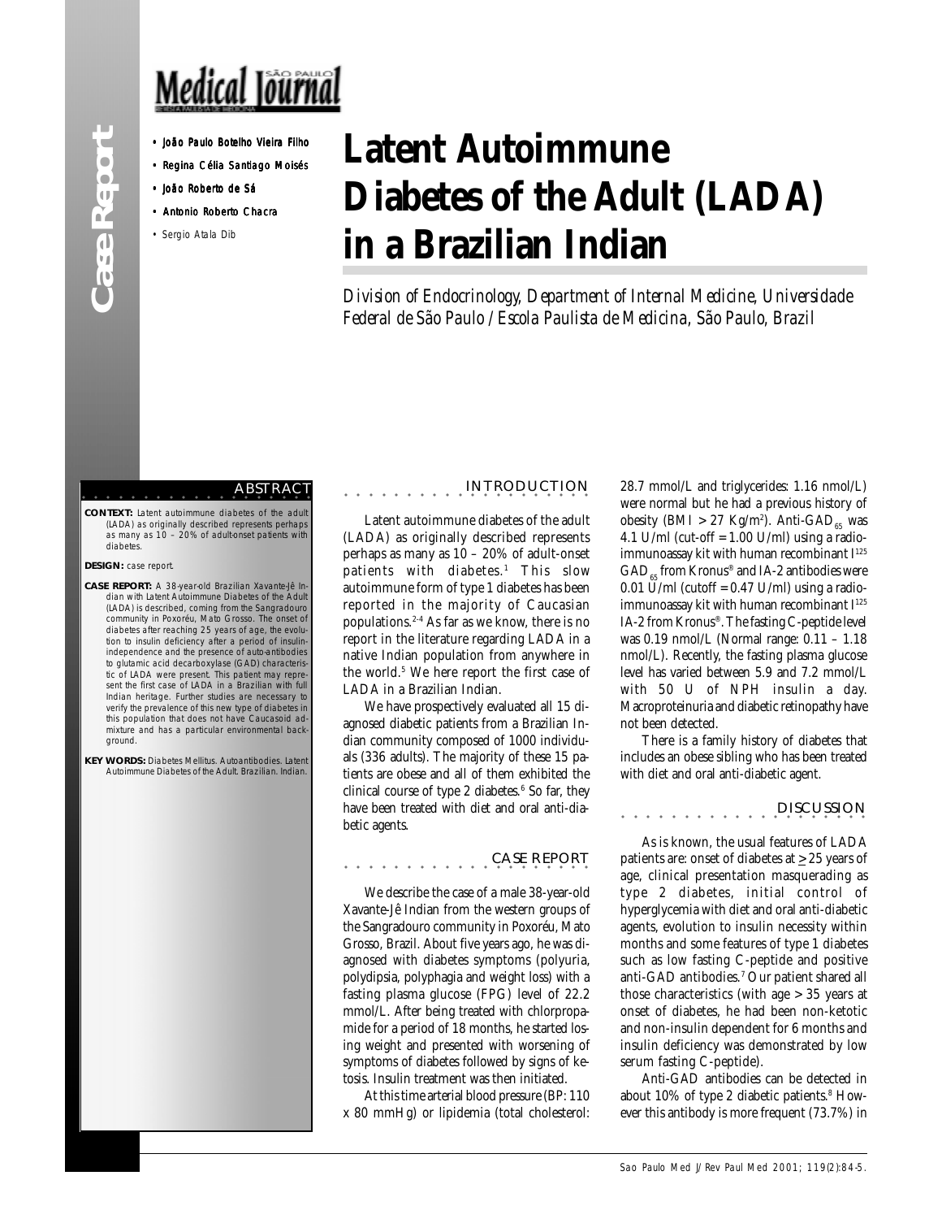Case Report

Medical Journal

- João Paulo Botelho Vieira Filho
- Regina Célia Santiago Moisés
- João Roberto de Sá
- Antonio Roberto Chacra
- Sergio Atala Dib

# Latent Autoimmune Diabetes of the Adult (LADA) in a Brazilian Indian

*Division of Endocrinology, Department of Internal Medicine, Universidade Federal de São Paulo / Escola Paulista de Medicina, São Paulo, Brazil*

## ABSTRACT

**CONTEXT:** Latent autoimmune diabetes of the adult (LADA) as originally described represents perhaps as many as 10 – 20% of adult-onset patients with diabetes.

**DESIGN:** case report.

**CASE REPORT:** A 38-year-old Brazilian Xavante-Jê Indian with Latent Autoimmune Diabetes of the Adult (LADA) is described, coming from the Sangradouro community in Poxoréu, Mato Grosso. The onset of diabetes after reaching 25 years of age, the evolution to insulin deficiency after a period of insulin-independence and the presence of auto-antibodies to glutamic acid decarboxylase (GAD) characteristic of LADA were present. This patient may represent the first case of LADA in a Brazilian with full Indian heritage. Further studies are necessary to verify the prevalence of this new type of diabetes in this population that does not have Caucasoid admixture and has a particular environmental background.

**KEY WORDS:** Diabetes Mellitus. Autoantibodies. Latent Autoimmune Diabetes of the Adult. Brazilian. Indian.

## INTRODUCTION

Latent autoimmune diabetes of the adult (LADA) as originally described represents perhaps as many as 10 – 20% of adult-onset patients with diabetes.[1] This slow autoimmune form of type 1 diabetes has been reported in the majority of Caucasian populations.[2-4] As far as we know, there is no report in the literature regarding LADA in a native Indian population from anywhere in the world.[5] We here report the first case of LADA in a Brazilian Indian.

We have prospectively evaluated all 15 diagnosed diabetic patients from a Brazilian Indian community composed of 1000 individuals (336 adults). The majority of these 15 patients are obese and all of them exhibited the clinical course of type 2 diabetes.[6] So far, they have been treated with diet and oral anti-diabetic agents.

## CASE REPORT

We describe the case of a male 38-year-old Xavante-Jê Indian from the western groups of the Sangradouro community in Poxoréu, Mato Grosso, Brazil. About five years ago, he was diagnosed with diabetes symptoms (polyuria, polydipsia, polyphagia and weight loss) with a fasting plasma glucose (FPG) level of 22.2 mmol/L. After being treated with chlorpropamide for a period of 18 months, he started losing weight and presented with worsening of symptoms of diabetes followed by signs of ketosis. Insulin treatment was then initiated.

At this time arterial blood pressure (BP: 110 x 80 mmHg) or lipidemia (total cholesterol: 28.7 mmol/L and triglycerides: 1.16 nmol/L) were normal but he had a previous history of obesity (BMI > 27 Kg/m$^2$). Anti-GAD$_{65}$ was 4.1 U/ml (cut-off = 1.00 U/ml) using a radioimmunoassay kit with human recombinant I$^{125}$ GAD$_{65}$ from Kronus® and IA-2 antibodies were 0.01 U/ml (cutoff = 0.47 U/ml) using a radioimmunoassay kit with human recombinant I$^{125}$ IA-2 from Kronus®. The fasting C-peptide level was 0.19 nmol/L (Normal range: 0.11 – 1.18 nmol/L). Recently, the fasting plasma glucose level has varied between 5.9 and 7.2 mmol/L with 50 U of NPH insulin a day. Macroproteinuria and diabetic retinopathy have not been detected.

There is a family history of diabetes that includes an obese sibling who has been treated with diet and oral anti-diabetic agent.

## DISCUSSION

As is known, the usual features of LADA patients are: onset of diabetes at $\geq$ 25 years of age, clinical presentation masquerading as type 2 diabetes, initial control of hyperglycemia with diet and oral anti-diabetic agents, evolution to insulin necessity within months and some features of type 1 diabetes such as low fasting C-peptide and positive anti-GAD antibodies.[7] Our patient shared all those characteristics (with age > 35 years at onset of diabetes, he had been non-ketotic and non-insulin dependent for 6 months and insulin deficiency was demonstrated by low serum fasting C-peptide).

Anti-GAD antibodies can be detected in about 10% of type 2 diabetic patients.[8] However this antibody is more frequent (73.7%) in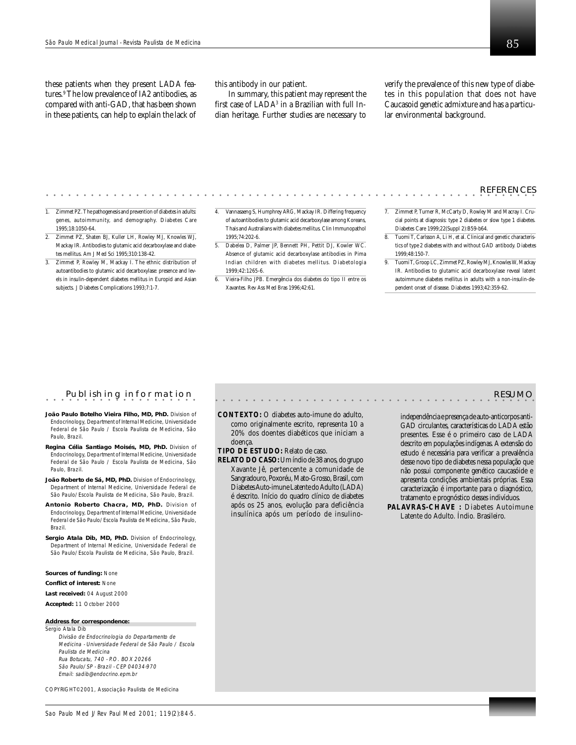these patients when they present LADA features.[9] The low prevalence of IA2 antibodies, as compared with anti-GAD, that has been shown in these patients, can help to explain the lack of this antibody in our patient.

In summary, this patient may represent the first case of LADA[3] in a Brazilian with full Indian heritage. Further studies are necessary to verify the prevalence of this new type of diabetes in this population that does not have Caucasoid genetic admixture and has a particular environmental background.

## REFERENCES

1. Zimmet PZ. The pathogenesis and prevention of diabetes in adults: genes, autoimmunity, and demography. Diabetes Care 1995;18:1050-64.
2. Zimmet PZ, Shaten BJ, Kuller LH, Rowley MJ, Knowles WJ, Mackay IR. Antibodies to glutamic acid decarboxylase and diabetes mellitus. Am J Med Sci 1995;310:138-42.
3. Zimmet P, Rowley M, Mackay I. The ethnic distribution of autoantibodies to glutamic acid decarboxylase: presence and levels in insulin-dependent diabetes mellitus in Europid and Asian subjects. J Diabetes Complications 1993;7:1-7.
4. Vannasaeng S, Humphrey ARG, Mackay IR. Differing frequency of autoantibodies to glutamic acid decarboxylase among Koreans, Thais and Australians with diabetes mellitus. Clin Immunopathol 1995;74:202-6.
5. Dabelea D, Palmer JP, Bennett PH, Pettit DJ, Kowler WC. Absence of glutamic acid decarboxylase antibodies in Pima Indian children with diabetes mellitus. Diabetologia 1999;42:1265-6.
6. Vieira-Filho JPB. Emergência dos diabetes do tipo II entre os Xavantes. Rev Ass Med Bras 1996;42:61.
7. Zimmet P, Turner R, McCarty D, Rowley M and Macray I. Crucial points at diagnosis: type 2 diabetes or slow type 1 diabetes. Diabetes Care 1999;22(Suppl 2):B59-b64.
8. Tuomi T, Carlsson A, Li H, et al. Clinical and genetic characteristics of type 2 diabetes with and without GAD antibody. Diabetes 1999;48:150-7.
9. Tuomi T, Groop LC, Zimmet PZ, Rowley MJ, Knowles W, Mackay IR. Antibodies to glutamic acid decarboxylase reveal latent autoimmune diabetes mellitus in adults with a non-insulin-dependent onset of disease. Diabetes 1993;42:359-62.

## Publishing information

**João Paulo Botelho Vieira Filho, MD, PhD.** Division of Endocrinology, Department of Internal Medicine, Universidade Federal de São Paulo / Escola Paulista de Medicina, São Paulo, Brazil.

**Regina Célia Santiago Moisés, MD, PhD.** Division of Endocrinology, Department of Internal Medicine, Universidade Federal de São Paulo / Escola Paulista de Medicina, São Paulo, Brazil.

**João Roberto de Sá, MD, PhD.** Division of Endocrinology, Department of Internal Medicine, Universidade Federal de São Paulo/ Escola Paulista de Medicina, São Paulo, Brazil.

**Antonio Roberto Chacra, MD, PhD.** Division of Endocrinology, Department of Internal Medicine, Universidade Federal de São Paulo/ Escola Paulista de Medicina, São Paulo, Brazil.

**Sergio Atala Dib, MD, PhD.** Division of Endocrinology, Department of Internal Medicine, Universidade Federal de São Paulo/ Escola Paulista de Medicina, São Paulo, Brazil.

**Sources of funding:** None

**Conflict of interest:** None

**Last received:** 04 August 2000

**Accepted:** 11 October 2000

**Address for correspondence:**

Sergio Atala Dib

*Divisão de Endocrinologia do Departamento de Medicina - Universidade Federal de São Paulo / Escola Paulista de Medicina*
*Rua Botucatu, 740 - P.O. BOX 20266*
*São Paulo/SP - Brazil - CEP 04034-970*
*Email: sadib@endocrino.epm.br*

COPYRIGHT©2001, Associação Paulista de Medicina

## RESUMO

**CONTEXTO:** O diabetes auto-imune do adulto, como originalmente escrito, representa 10 a 20% dos doentes diabéticos que iniciam a doença.

**TIPO DE ESTUDO:** Relato de caso.

**RELATO DO CASO:** Um índio de 38 anos, do grupo Xavante Jê, pertencente a comunidade de Sangradouro, Poxoréu, Mato-Grosso, Brasil, com Diabetes Auto-imune Latente do Adulto (LADA) é descrito. Início do quadro clínico de diabetes após os 25 anos, evolução para deficiência insulínica após um período de insulino-independência e presença de auto-anticorpos anti-GAD circulantes, características do LADA estão presentes. Esse é o primeiro caso de LADA descrito em populações indígenas. A extensão do estudo é necessária para verificar a prevalência desse novo tipo de diabetes nessa população que não possui componente genético caucasóide e apresenta condições ambientais próprias. Essa caracterização é importante para o diagnóstico, tratamento e prognóstico desses indivíduos.

**PALAVRAS-CHAVE :** Diabetes Autoimune Latente do Adulto. Índio. Brasileiro.